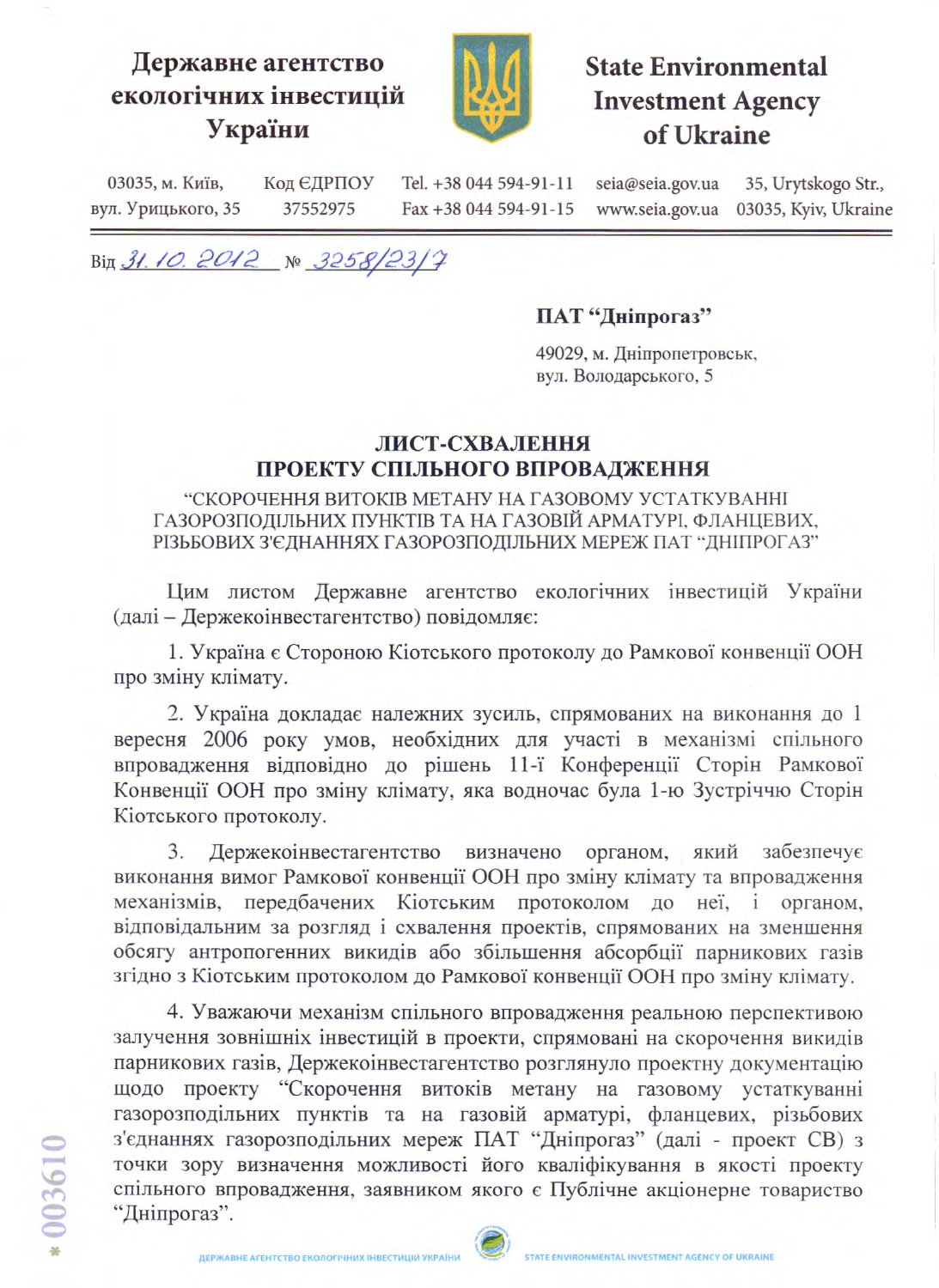**Державне агентство екологічних інвестицій України**

**State Environmental Investment Agency of Ukraine**

03035, м. Київ, вул. Урицького, 35 | Код ЄДРПОУ 37552975 | Tel. +38 044 594-91-11 Fax +38 044 594-91-15 | seia@seia.gov.ua www.seia.gov.ua | 35, Urytskogo Str., 03035, Kyiv, Ukraine

Від 31.10.2012 № 3258/23/7

**ПАТ "Дніпрогаз"**

49029, м. Дніпропетровськ,
вул. Володарського, 5

## ЛИСТ-СХВАЛЕННЯ ПРОЕКТУ СПІЛЬНОГО ВПРОВАДЖЕННЯ

"СКОРОЧЕННЯ ВИТОКІВ МЕТАНУ НА ГАЗОВОМУ УСТАТКУВАННІ ГАЗОРОЗПОДІЛЬНИХ ПУНКТІВ ТА НА ГАЗОВІЙ АРМАТУРІ, ФЛАНЦЕВИХ, РІЗЬБОВИХ З'ЄДНАННЯХ ГАЗОРОЗПОДІЛЬНИХ МЕРЕЖ ПАТ "ДНІПРОГАЗ"

Цим листом Державне агентство екологічних інвестицій України (далі – Держекоінвестагентство) повідомляє:

1. Україна є Стороною Кіотського протоколу до Рамкової конвенції ООН про зміну клімату.

2. Україна докладає належних зусиль, спрямованих на виконання до 1 вересня 2006 року умов, необхідних для участі в механізмі спільного впровадження відповідно до рішень 11-ї Конференції Сторін Рамкової Конвенції ООН про зміну клімату, яка водночас була 1-ю Зустріччю Сторін Кіотського протоколу.

3. Держекоінвестагентство визначено органом, який забезпечує виконання вимог Рамкової конвенції ООН про зміну клімату та впровадження механізмів, передбачених Кіотським протоколом до неї, і органом, відповідальним за розгляд і схвалення проектів, спрямованих на зменшення обсягу антропогенних викидів або збільшення абсорбції парникових газів згідно з Кіотським протоколом до Рамкової конвенції ООН про зміну клімату.

4. Уважаючи механізм спільного впровадження реальною перспективою залучення зовнішніх інвестицій в проекти, спрямовані на скорочення викидів парникових газів, Держекоінвестагентство розглянуло проектну документацію щодо проекту "Скорочення витоків метану на газовому устаткуванні газорозподільних пунктів та на газовій арматурі, фланцевих, різьбових з'єднаннях газорозподільних мереж ПАТ "Дніпрогаз" (далі - проект СВ) з точки зору визначення можливості його кваліфікування в якості проекту спільного впровадження, заявником якого є Публічне акціонерне товариство "Дніпрогаз".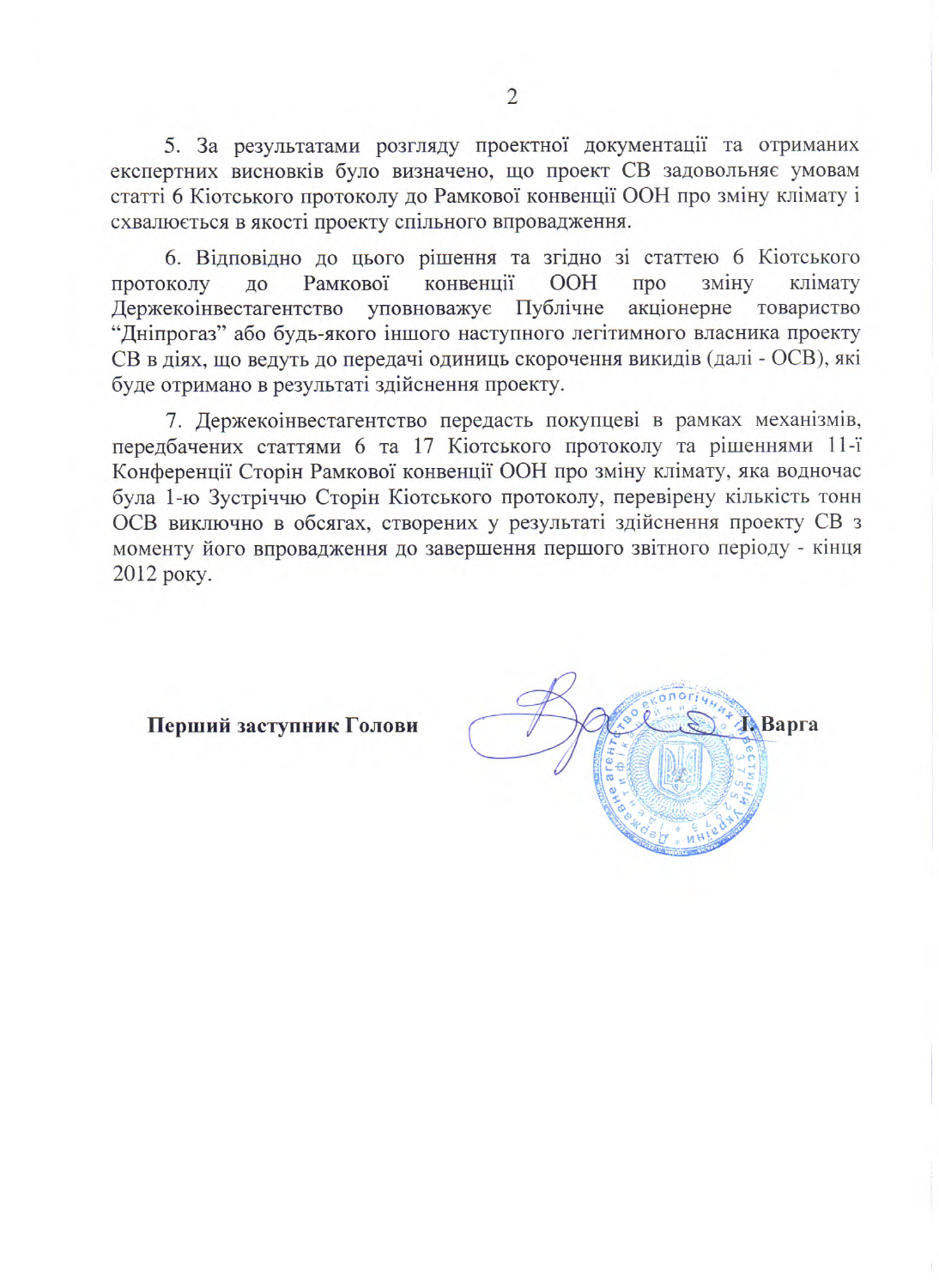5. За результатами розгляду проектної документації та отриманих експертних висновків було визначено, що проект СВ задовольняє умовам статті 6 Кіотського протоколу до Рамкової конвенції ООН про зміну клімату і схвалюється в якості проекту спільного впровадження.

6. Відповідно до цього рішення та згідно зі статтею 6 Кіотського протоколу до Рамкової конвенції ООН про зміну клімату Держекоінвестагентство уповноважує Публічне акціонерне товариство "Дніпрогаз" або будь-якого іншого наступного легітимного власника проекту СВ в діях, що ведуть до передачі одиниць скорочення викидів (далі - ОСВ), які буде отримано в результаті здійснення проекту.

7. Держекоінвестагентство передасть покупцеві в рамках механізмів, передбачених статтями 6 та 17 Кіотського протоколу та рішеннями 11-ї Конференції Сторін Рамкової конвенції ООН про зміну клімату, яка водночас була 1-ю Зустріччю Сторін Кіотського протоколу, перевірену кількість тонн ОСВ виключно в обсягах, створених у результаті здійснення проекту СВ з моменту його впровадження до завершення першого звітного періоду - кінця 2012 року.

**Перший заступник Голови** **І. Варга**